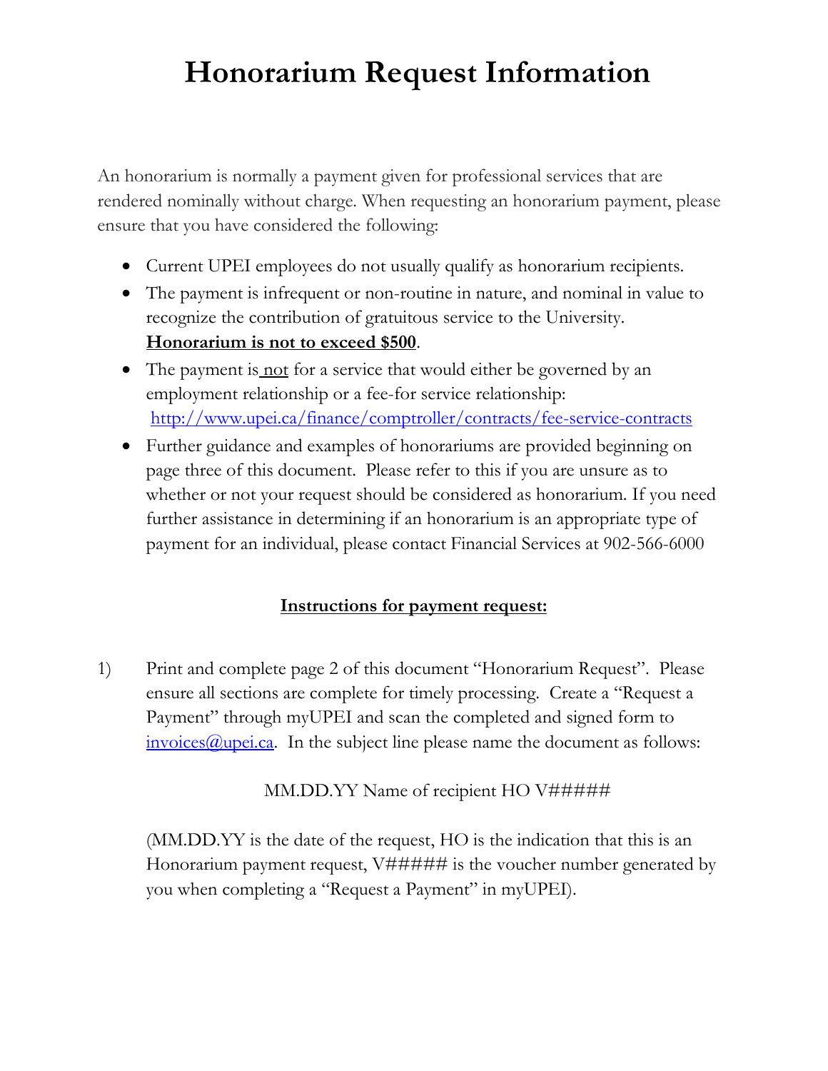# Honorarium Request Information

An honorarium is normally a payment given for professional services that are rendered nominally without charge. When requesting an honorarium payment, please ensure that you have considered the following:

- Current UPEI employees do not usually qualify as honorarium recipients.
- The payment is infrequent or non-routine in nature, and nominal in value to recognize the contribution of gratuitous service to the University. **Honorarium is not to exceed $500**.
- The payment is not for a service that would either be governed by an employment relationship or a fee-for service relationship: http://www.upei.ca/finance/comptroller/contracts/fee-service-contracts
- Further guidance and examples of honorariums are provided beginning on page three of this document. Please refer to this if you are unsure as to whether or not your request should be considered as honorarium. If you need further assistance in determining if an honorarium is an appropriate type of payment for an individual, please contact Financial Services at 902-566-6000

**Instructions for payment request:**

1) Print and complete page 2 of this document "Honorarium Request". Please ensure all sections are complete for timely processing. Create a "Request a Payment" through myUPEI and scan the completed and signed form to invoices@upei.ca. In the subject line please name the document as follows:

   MM.DD.YY Name of recipient HO V#####

   (MM.DD.YY is the date of the request, HO is the indication that this is an Honorarium payment request, V##### is the voucher number generated by you when completing a "Request a Payment" in myUPEI).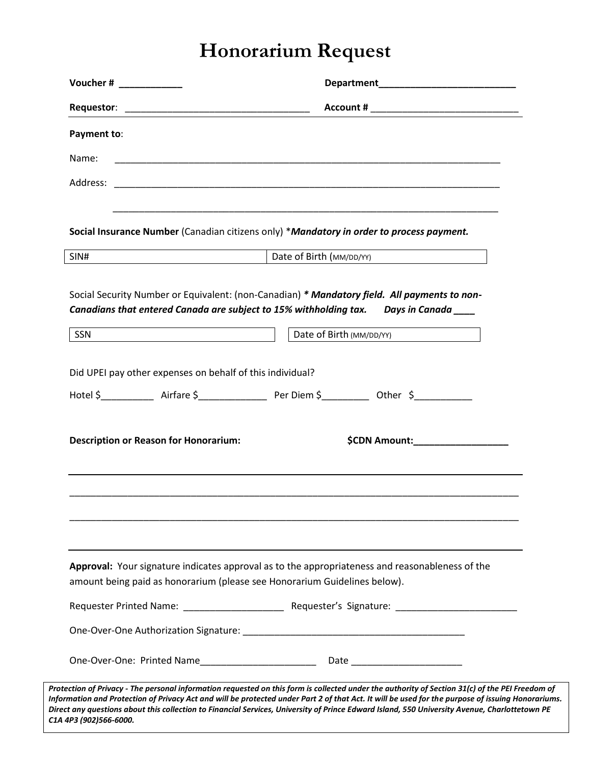# Honorarium Request

**Voucher #** ____________ **Department**__________________________

**Requestor**: ___________________________________ **Account #** ___________________________

**Payment to**:

Name: ___________________________________________________________________________

Address: ___________________________________________________________________________

___________________________________________________________________________

**Social Insurance Number** (Canadian citizens only) \****Mandatory in order to process payment.***

| SIN# | Date of Birth (MM/DD/YY) |
|---|---|

Social Security Number or Equivalent: (non-Canadian) ***\* Mandatory field. All payments to non-Canadians that entered Canada are subject to 15% withholding tax. Days in Canada ____***

| SSN | Date of Birth (MM/DD/YY) |
|---|---|

Did UPEI pay other expenses on behalf of this individual?

Hotel $__________ Airfare $_____________ Per Diem $_________ Other $___________

**Description or Reason for Honorarium:** **$CDN Amount:__________________**

___________________________________________________________________________

___________________________________________________________________________

___________________________________________________________________________

___________________________________________________________________________

**Approval:** Your signature indicates approval as to the appropriateness and reasonableness of the amount being paid as honorarium (please see Honorarium Guidelines below).

Requester Printed Name: ___________________ Requester's Signature: _______________________

One-Over-One Authorization Signature: ___________________________________________

One-Over-One: Printed Name______________________ Date _____________________

***Protection of Privacy - The personal information requested on this form is collected under the authority of Section 31(c) of the PEI Freedom of Information and Protection of Privacy Act and will be protected under Part 2 of that Act. It will be used for the purpose of issuing Honorariums. Direct any questions about this collection to Financial Services, University of Prince Edward Island, 550 University Avenue, Charlottetown PE C1A 4P3 (902)566-6000.***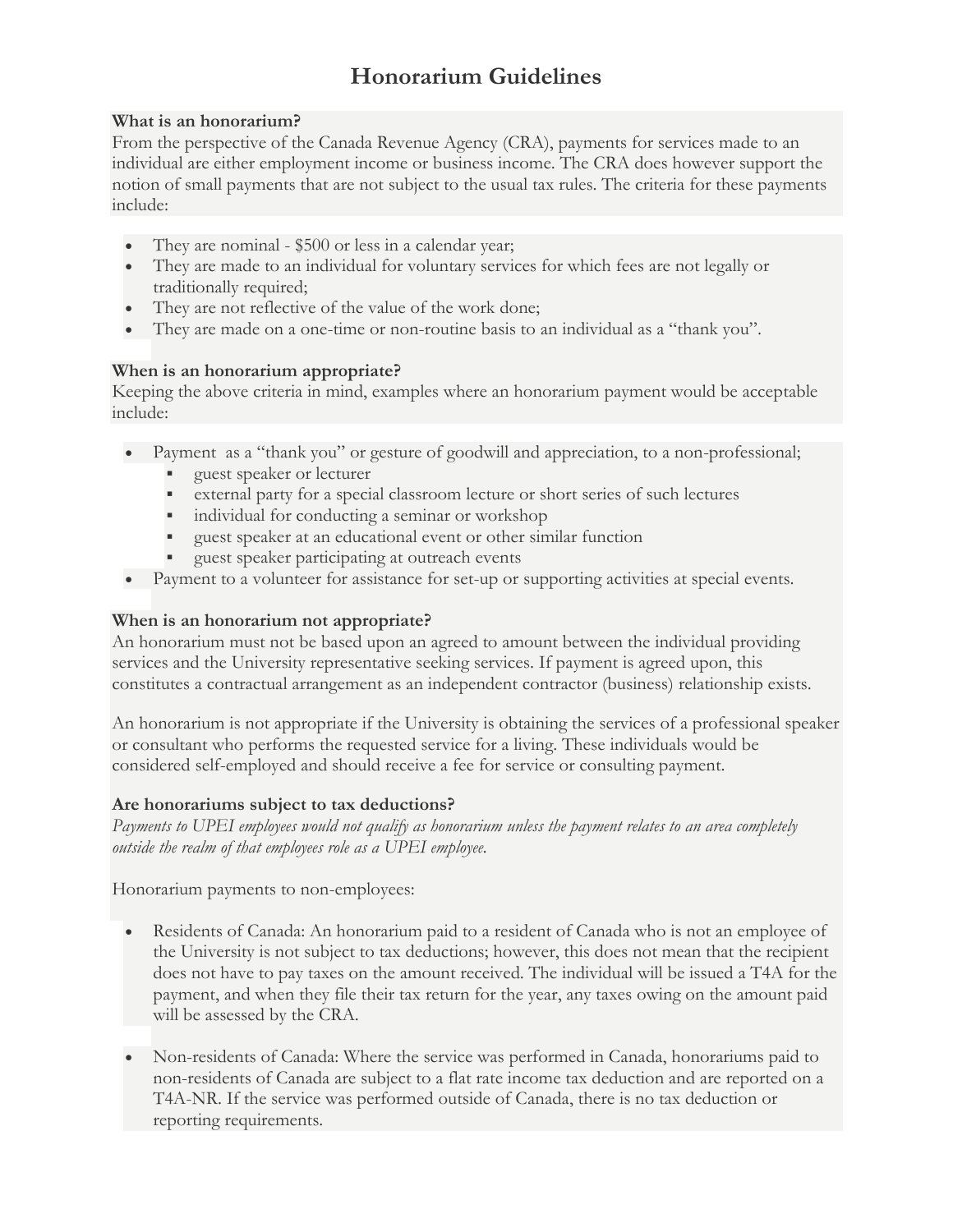# Honorarium Guidelines

**What is an honorarium?**

From the perspective of the Canada Revenue Agency (CRA), payments for services made to an individual are either employment income or business income. The CRA does however support the notion of small payments that are not subject to the usual tax rules. The criteria for these payments include:

- They are nominal - $500 or less in a calendar year;
- They are made to an individual for voluntary services for which fees are not legally or traditionally required;
- They are not reflective of the value of the work done;
- They are made on a one-time or non-routine basis to an individual as a "thank you".

**When is an honorarium appropriate?**

Keeping the above criteria in mind, examples where an honorarium payment would be acceptable include:

- Payment as a "thank you" or gesture of goodwill and appreciation, to a non-professional;
  - guest speaker or lecturer
  - external party for a special classroom lecture or short series of such lectures
  - individual for conducting a seminar or workshop
  - guest speaker at an educational event or other similar function
  - guest speaker participating at outreach events
- Payment to a volunteer for assistance for set-up or supporting activities at special events.

**When is an honorarium not appropriate?**

An honorarium must not be based upon an agreed to amount between the individual providing services and the University representative seeking services. If payment is agreed upon, this constitutes a contractual arrangement as an independent contractor (business) relationship exists.

An honorarium is not appropriate if the University is obtaining the services of a professional speaker or consultant who performs the requested service for a living. These individuals would be considered self-employed and should receive a fee for service or consulting payment.

**Are honorariums subject to tax deductions?**

*Payments to UPEI employees would not qualify as honorarium unless the payment relates to an area completely outside the realm of that employees role as a UPEI employee.*

Honorarium payments to non-employees:

- Residents of Canada: An honorarium paid to a resident of Canada who is not an employee of the University is not subject to tax deductions; however, this does not mean that the recipient does not have to pay taxes on the amount received. The individual will be issued a T4A for the payment, and when they file their tax return for the year, any taxes owing on the amount paid will be assessed by the CRA.

- Non-residents of Canada: Where the service was performed in Canada, honorariums paid to non-residents of Canada are subject to a flat rate income tax deduction and are reported on a T4A-NR. If the service was performed outside of Canada, there is no tax deduction or reporting requirements.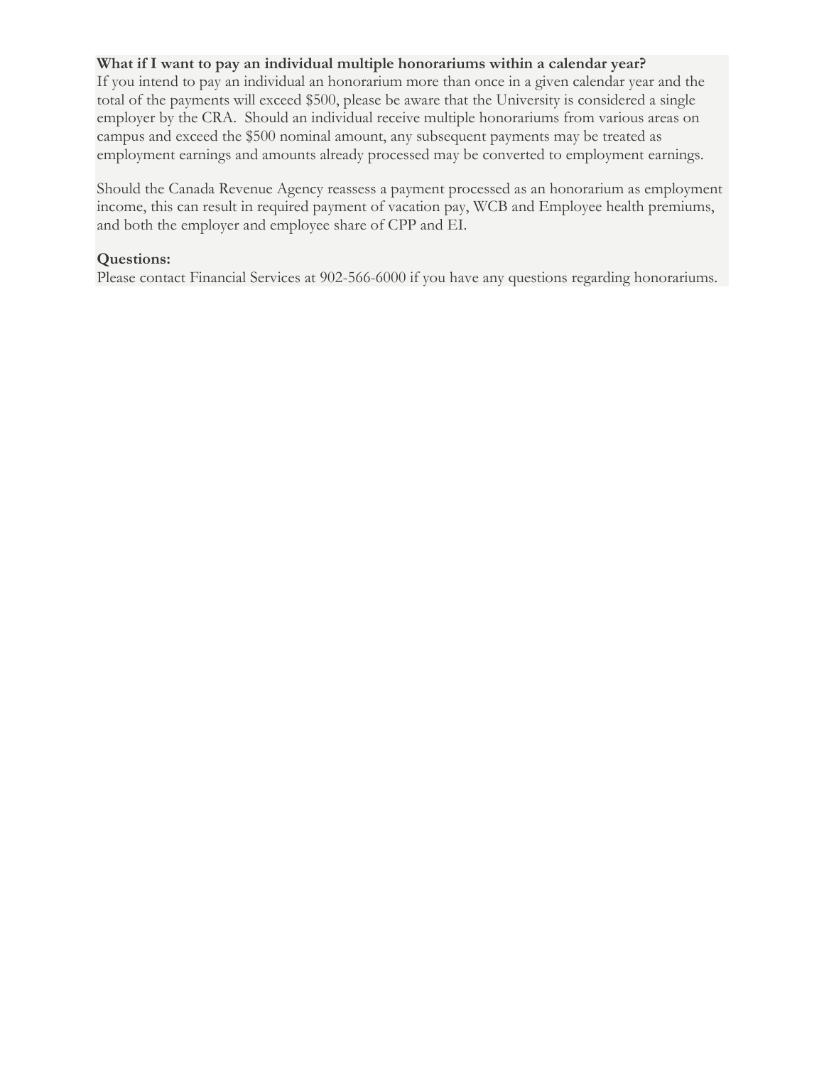**What if I want to pay an individual multiple honorariums within a calendar year?**
If you intend to pay an individual an honorarium more than once in a given calendar year and the total of the payments will exceed $500, please be aware that the University is considered a single employer by the CRA. Should an individual receive multiple honorariums from various areas on campus and exceed the $500 nominal amount, any subsequent payments may be treated as employment earnings and amounts already processed may be converted to employment earnings.

Should the Canada Revenue Agency reassess a payment processed as an honorarium as employment income, this can result in required payment of vacation pay, WCB and Employee health premiums, and both the employer and employee share of CPP and EI.

**Questions:**
Please contact Financial Services at 902-566-6000 if you have any questions regarding honorariums.